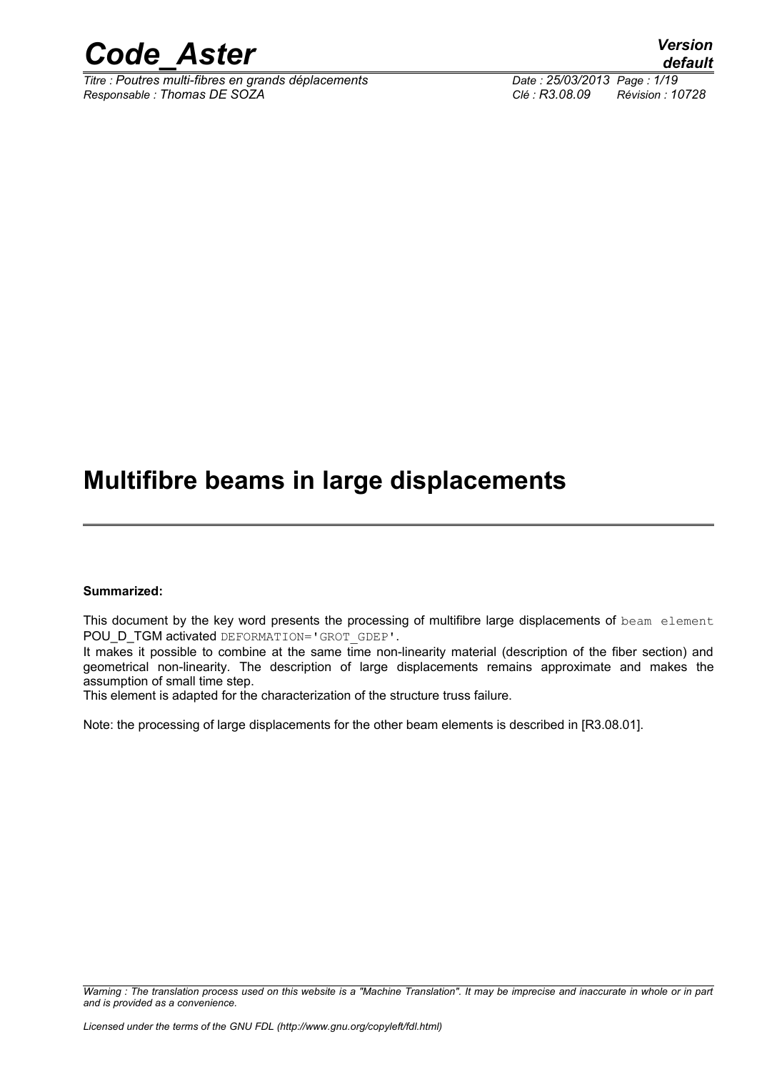# Multifibre beams in large displacements

**Summarized:**

This document by the key word presents the processing of multifibre large displacements of `beam element` POU_D_TGM activated `DEFORMATION='GROT_GDEP'`.

It makes it possible to combine at the same time non-linearity material (description of the fiber section) and geometrical non-linearity. The description of large displacements remains approximate and makes the assumption of small time step.

This element is adapted for the characterization of the structure truss failure.

Note: the processing of large displacements for the other beam elements is described in [R3.08.01].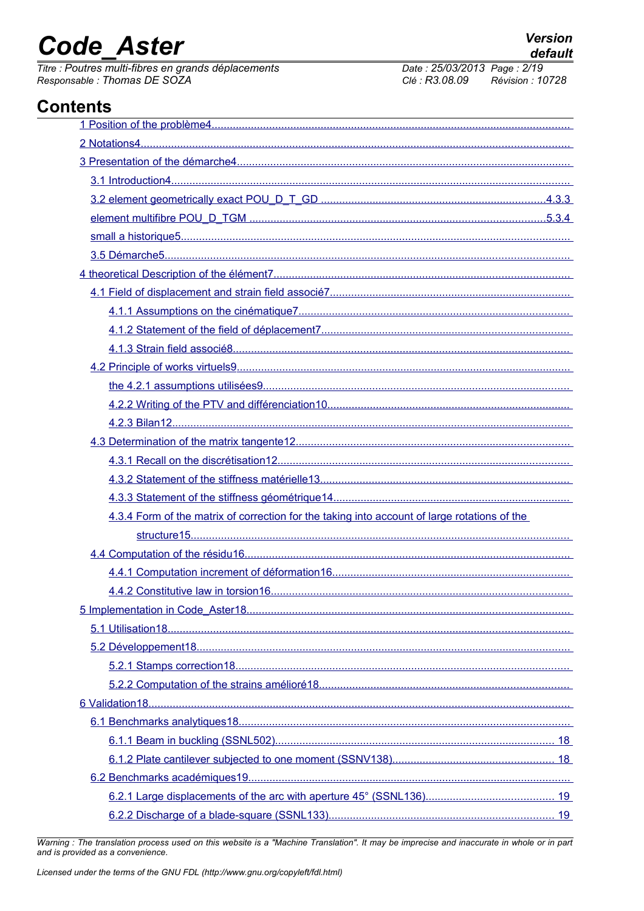# Contents

1 Position of the problème4

2 Notations4

3 Presentation of the démarche4

- 3.1 Introduction4
- 3.2 element geometrically exact POU_D_T_GD .4.3.3
- element multifibre POU_D_TGM .5.3.4
- small a historique5
- 3.5 Démarche5

4 theoretical Description of the élément7

- 4.1 Field of displacement and strain field associé7
  - 4.1.1 Assumptions on the cinématique7
  - 4.1.2 Statement of the field of déplacement7
  - 4.1.3 Strain field associé8
- 4.2 Principle of works virtuels9
  - the 4.2.1 assumptions utilisées9
  - 4.2.2 Writing of the PTV and différenciation10
  - 4.2.3 Bilan12
- 4.3 Determination of the matrix tangente12
  - 4.3.1 Recall on the discrétisation12
  - 4.3.2 Statement of the stiffness matérielle13
  - 4.3.3 Statement of the stiffness géométrique14
  - 4.3.4 Form of the matrix of correction for the taking into account of large rotations of the structure15
- 4.4 Computation of the résidu16
  - 4.4.1 Computation increment of déformation16
  - 4.4.2 Constitutive law in torsion16

5 Implementation in Code_Aster18

- 5.1 Utilisation18
- 5.2 Développement18
  - 5.2.1 Stamps correction18
  - 5.2.2 Computation of the strains amélioré18

6 Validation18

- 6.1 Benchmarks analytiques18
  - 6.1.1 Beam in buckling (SSNL502) 18
  - 6.1.2 Plate cantilever subjected to one moment (SSNV138) 18
- 6.2 Benchmarks académiques19
  - 6.2.1 Large displacements of the arc with aperture 45° (SSNL136) 19
  - 6.2.2 Discharge of a blade-square (SSNL133) 19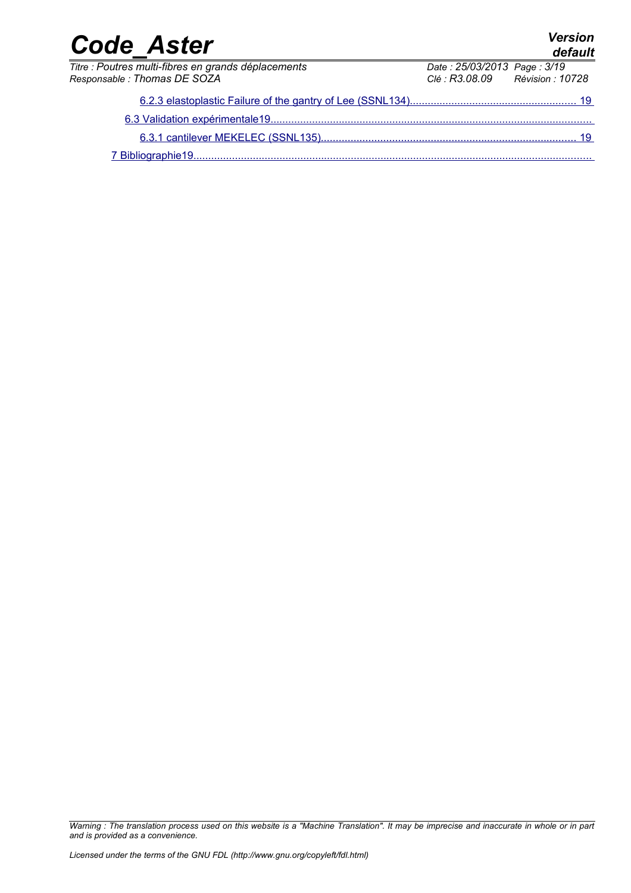6.2.3 elastoplastic Failure of the gantry of Lee (SSNL134) ........................................................ 19

6.3 Validation expérimentale19..........................................................................................................

6.3.1 cantilever MEKELEC (SSNL135) ..................................................................................... 19

7 Bibliographie19......................................................................................................................................

*Warning : The translation process used on this website is a "Machine Translation". It may be imprecise and inaccurate in whole or in part and is provided as a convenience.*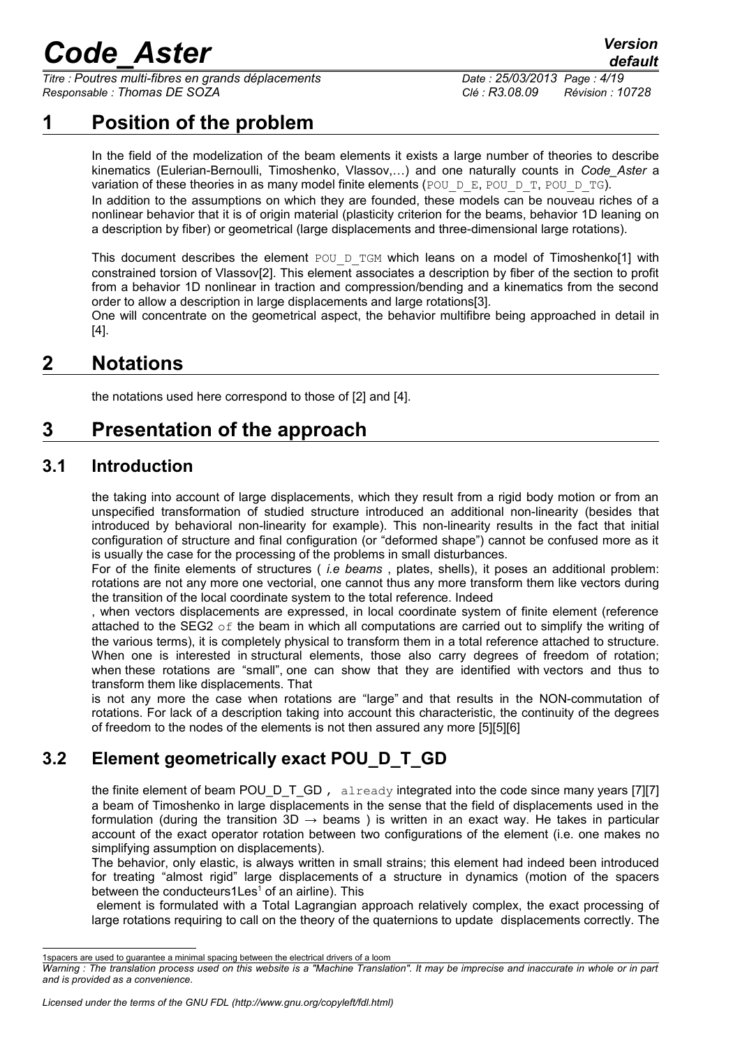# 1 Position of the problem

In the field of the modelization of the beam elements it exists a large number of theories to describe kinematics (Eulerian-Bernoulli, Timoshenko, Vlassov,…) and one naturally counts in *Code_Aster* a variation of these theories in as many model finite elements (POU_D_E, POU_D_T, POU_D_TG).

In addition to the assumptions on which they are founded, these models can be nouveau riches of a nonlinear behavior that it is of origin material (plasticity criterion for the beams, behavior 1D leaning on a description by fiber) or geometrical (large displacements and three-dimensional large rotations).

This document describes the element POU_D_TGM which leans on a model of Timoshenko[1] with constrained torsion of Vlassov[2]. This element associates a description by fiber of the section to profit from a behavior 1D nonlinear in traction and compression/bending and a kinematics from the second order to allow a description in large displacements and large rotations[3].

One will concentrate on the geometrical aspect, the behavior multifibre being approached in detail in [4].

# 2 Notations

the notations used here correspond to those of [2] and [4].

# 3 Presentation of the approach

## 3.1 Introduction

the taking into account of large displacements, which they result from a rigid body motion or from an unspecified transformation of studied structure introduced an additional non-linearity (besides that introduced by behavioral non-linearity for example). This non-linearity results in the fact that initial configuration of structure and final configuration (or "deformed shape") cannot be confused more as it is usually the case for the processing of the problems in small disturbances.

For of the finite elements of structures ( *i.e beams* , plates, shells), it poses an additional problem: rotations are not any more one vectorial, one cannot thus any more transform them like vectors during the transition of the local coordinate system to the total reference. Indeed

, when vectors displacements are expressed, in local coordinate system of finite element (reference attached to the SEG2 of the beam in which all computations are carried out to simplify the writing of the various terms), it is completely physical to transform them in a total reference attached to structure. When one is interested in structural elements, those also carry degrees of freedom of rotation; when these rotations are "small", one can show that they are identified with vectors and thus to transform them like displacements. That

is not any more the case when rotations are "large" and that results in the NON-commutation of rotations. For lack of a description taking into account this characteristic, the continuity of the degrees of freedom to the nodes of the elements is not then assured any more [5][5][6]

## 3.2 Element geometrically exact POU_D_T_GD

the finite element of beam POU_D_T_GD , already integrated into the code since many years [7][7] a beam of Timoshenko in large displacements in the sense that the field of displacements used in the formulation (during the transition 3D → beams ) is written in an exact way. He takes in particular account of the exact operator rotation between two configurations of the element (i.e. one makes no simplifying assumption on displacements).

The behavior, only elastic, is always written in small strains; this element had indeed been introduced for treating "almost rigid" large displacements of a structure in dynamics (motion of the spacers between the conducteurs1Les[1] of an airline). This

element is formulated with a Total Lagrangian approach relatively complex, the exact processing of large rotations requiring to call on the theory of the quaternions to update displacements correctly. The

---

1spacers are used to guarantee a minimal spacing between the electrical drivers of a loom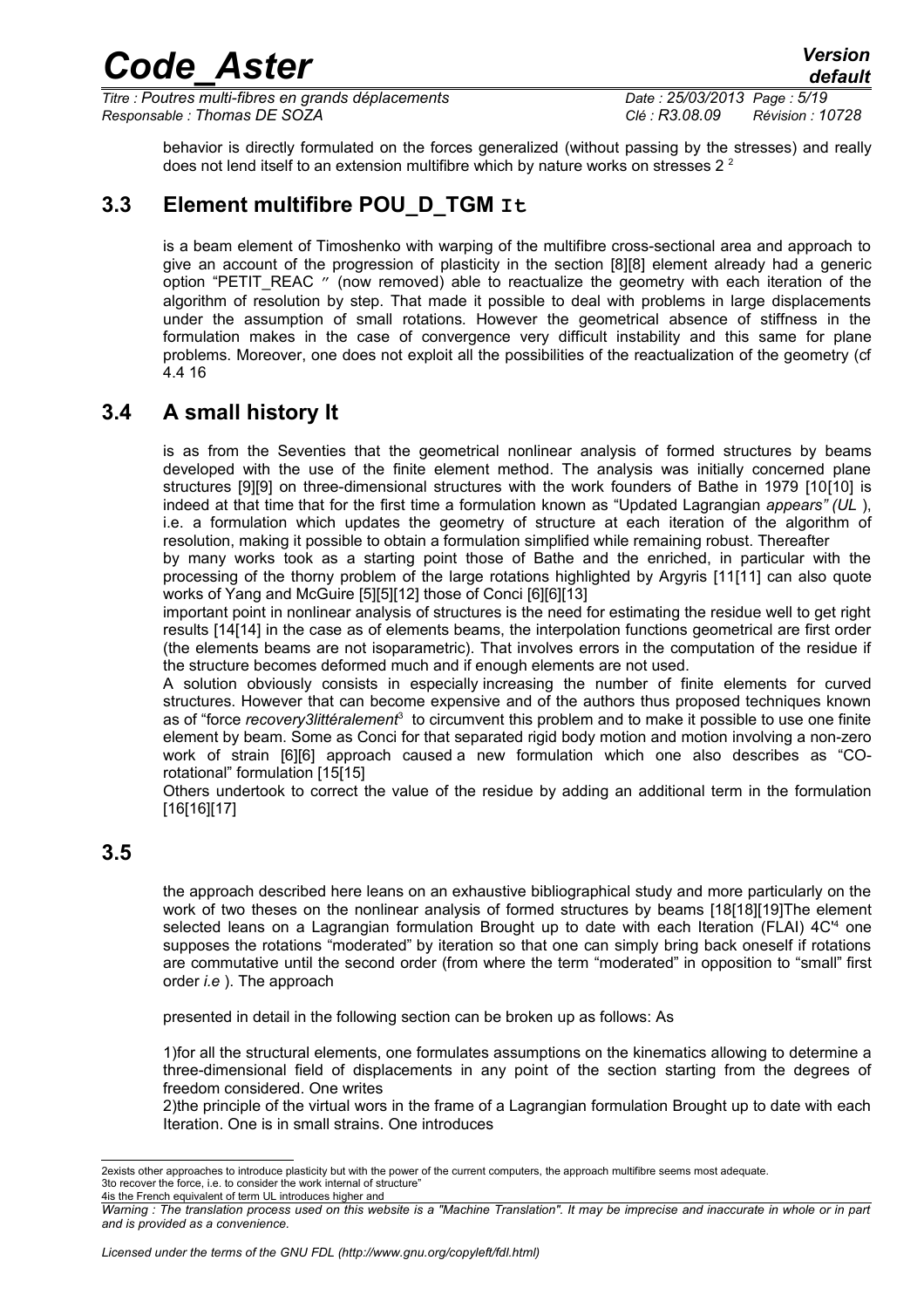behavior is directly formulated on the forces generalized (without passing by the stresses) and really does not lend itself to an extension multifibre which by nature works on stresses 2 [2]

## 3.3 Element multifibre POU_D_TGM It

is a beam element of Timoshenko with warping of the multifibre cross-sectional area and approach to give an account of the progression of plasticity in the section [8][8] element already had a generic option "PETIT_REAC ″ (now removed) able to reactualize the geometry with each iteration of the algorithm of resolution by step. That made it possible to deal with problems in large displacements under the assumption of small rotations. However the geometrical absence of stiffness in the formulation makes in the case of convergence very difficult instability and this same for plane problems. Moreover, one does not exploit all the possibilities of the reactualization of the geometry (cf 4.4 16

## 3.4 A small history It

is as from the Seventies that the geometrical nonlinear analysis of formed structures by beams developed with the use of the finite element method. The analysis was initially concerned plane structures [9][9] on three-dimensional structures with the work founders of Bathe in 1979 [10[10] is indeed at that time that for the first time a formulation known as "Updated Lagrangian *appears" (UL* ), i.e. a formulation which updates the geometry of structure at each iteration of the algorithm of resolution, making it possible to obtain a formulation simplified while remaining robust. Thereafter

by many works took as a starting point those of Bathe and the enriched, in particular with the processing of the thorny problem of the large rotations highlighted by Argyris [11[11] can also quote works of Yang and McGuire [5][5][12] those of Conci [6][6][13]

important point in nonlinear analysis of structures is the need for estimating the residue well to get right results [14[14] in the case as of elements beams, the interpolation functions geometrical are first order (the elements beams are not isoparametric). That involves errors in the computation of the residue if the structure becomes deformed much and if enough elements are not used.

A solution obviously consists in especially increasing the number of finite elements for curved structures. However that can become expensive and of the authors thus proposed techniques known as of "force *recovery3littéralement*[3] to circumvent this problem and to make it possible to use one finite element by beam. Some as Conci for that separated rigid body motion and motion involving a non-zero work of strain [6][6] approach caused a new formulation which one also describes as "CO-rotational" formulation [15[15]

Others undertook to correct the value of the residue by adding an additional term in the formulation [16[16][17]

## 3.5

the approach described here leans on an exhaustive bibliographical study and more particularly on the work of two theses on the nonlinear analysis of formed structures by beams [18[18][19]The element selected leans on a Lagrangian formulation Brought up to date with each Iteration (FLAI) 4C'[4] one supposes the rotations "moderated" by iteration so that one can simply bring back oneself if rotations are commutative until the second order (from where the term "moderated" in opposition to "small" first order *i.e* ). The approach

presented in detail in the following section can be broken up as follows: As

1)for all the structural elements, one formulates assumptions on the kinematics allowing to determine a three-dimensional field of displacements in any point of the section starting from the degrees of freedom considered. One writes

2)the principle of the virtual wors in the frame of a Lagrangian formulation Brought up to date with each Iteration. One is in small strains. One introduces

---

2exists other approaches to introduce plasticity but with the power of the current computers, the approach multifibre seems most adequate.

3to recover the force, i.e. to consider the work internal of structure"

4is the French equivalent of term UL introduces higher and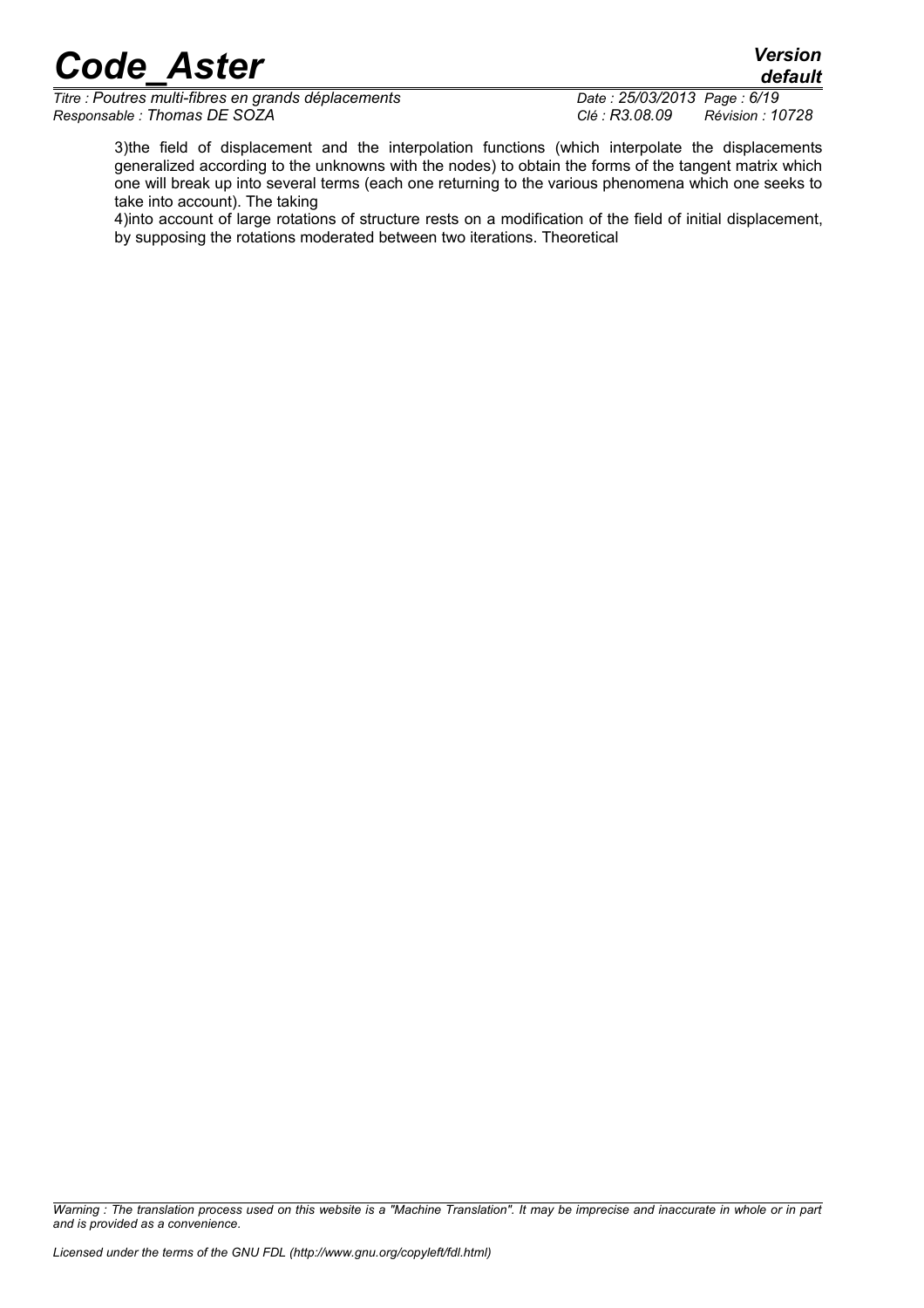3)the field of displacement and the interpolation functions (which interpolate the displacements generalized according to the unknowns with the nodes) to obtain the forms of the tangent matrix which one will break up into several terms (each one returning to the various phenomena which one seeks to take into account). The taking

4)into account of large rotations of structure rests on a modification of the field of initial displacement, by supposing the rotations moderated between two iterations. Theoretical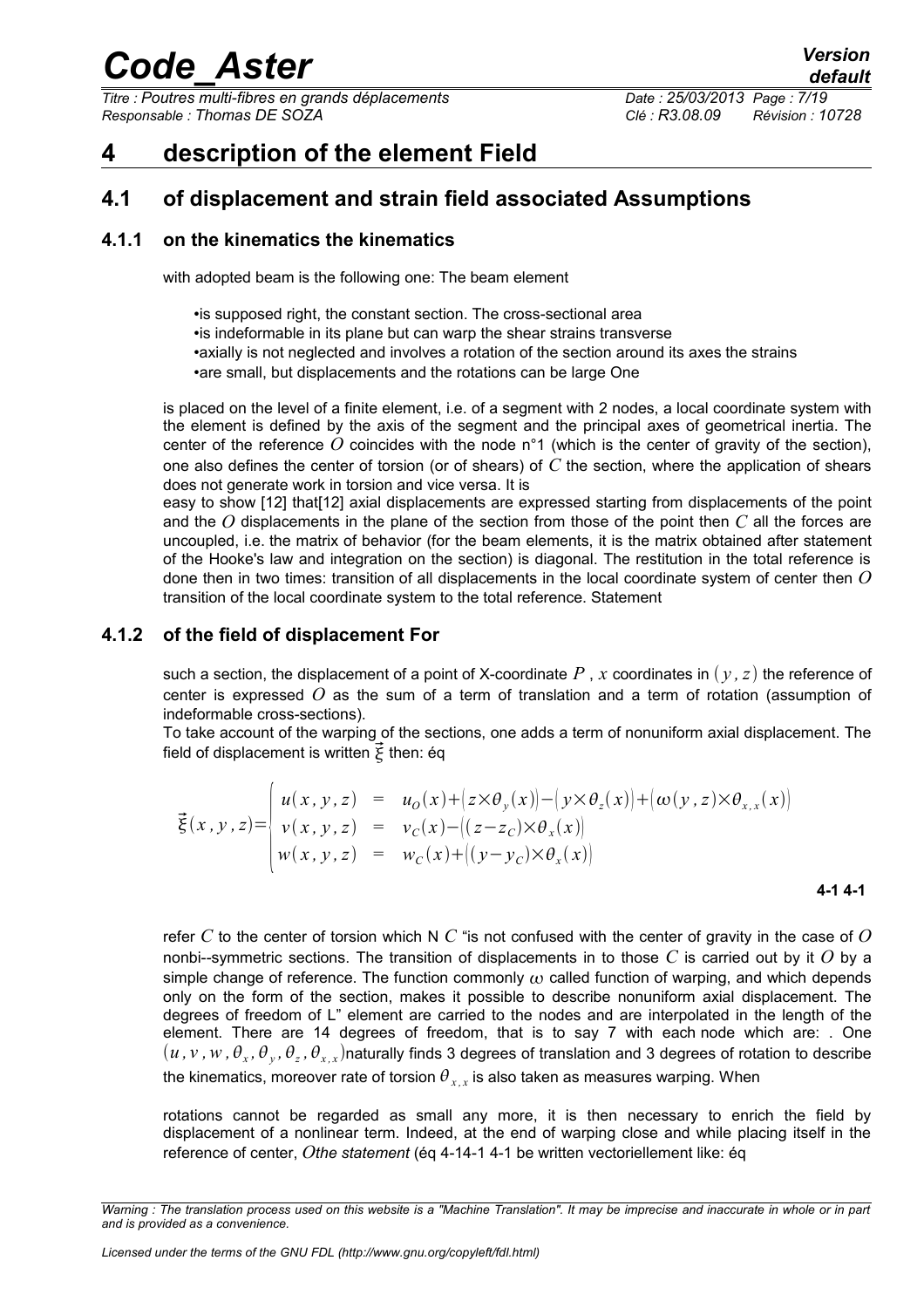# 4 description of the element Field

## 4.1 of displacement and strain field associated Assumptions

### 4.1.1 on the kinematics the kinematics

with adopted beam is the following one: The beam element

- is supposed right, the constant section. The cross-sectional area
- is indeformable in its plane but can warp the shear strains transverse
- axially is not neglected and involves a rotation of the section around its axes the strains
- are small, but displacements and the rotations can be large One

is placed on the level of a finite element, i.e. of a segment with 2 nodes, a local coordinate system with the element is defined by the axis of the segment and the principal axes of geometrical inertia. The center of the reference $O$ coincides with the node n°1 (which is the center of gravity of the section), one also defines the center of torsion (or of shears) of $C$ the section, where the application of shears does not generate work in torsion and vice versa. It is easy to show [12] that[12] axial displacements are expressed starting from displacements of the point and the $O$ displacements in the plane of the section from those of the point then $C$ all the forces are uncoupled, i.e. the matrix of behavior (for the beam elements, it is the matrix obtained after statement of the Hooke's law and integration on the section) is diagonal. The restitution in the total reference is done then in two times: transition of all displacements in the local coordinate system of center then $O$ transition of the local coordinate system to the total reference. Statement

### 4.1.2 of the field of displacement For

such a section, the displacement of a point of X-coordinate $P$, $x$ coordinates in $(y,z)$ the reference of center is expressed $O$ as the sum of a term of translation and a term of rotation (assumption of indeformable cross-sections).

To take account of the warping of the sections, one adds a term of nonuniform axial displacement. The field of displacement is written $\vec{\xi}$ then: éq

$$\vec{\xi}(x,y,z)=\begin{cases} u(x,y,z) &=& u_O(x)+\left(z\times\theta_y(x)\right)-\left(y\times\theta_z(x)\right)+\left(\omega(y,z)\times\theta_{x,x}(x)\right) \\ v(x,y,z) &=& v_C(x)-\left((z-z_C)\times\theta_x(x)\right) \\ w(x,y,z) &=& w_C(x)+\left((y-y_C)\times\theta_x(x)\right) \end{cases}$$

**4-1 4-1**

refer $C$ to the center of torsion which N $C$ "is not confused with the center of gravity in the case of $O$ nonbi--symmetric sections. The transition of displacements in to those $C$ is carried out by it $O$ by a simple change of reference. The function commonly $\omega$ called function of warping, and which depends only on the form of the section, makes it possible to describe nonuniform axial displacement. The degrees of freedom of L" element are carried to the nodes and are interpolated in the length of the element. There are 14 degrees of freedom, that is to say 7 with each node which are: . One $(u,v,w,\theta_x,\theta_y,\theta_z,\theta_{x,x})$naturally finds 3 degrees of translation and 3 degrees of rotation to describe the kinematics, moreover rate of torsion $\theta_{x,x}$ is also taken as measures warping. When

rotations cannot be regarded as small any more, it is then necessary to enrich the field by displacement of a nonlinear term. Indeed, at the end of warping close and while placing itself in the reference of center, *$O$the statement* (éq 4-14-1 4-1 be written vectoriellement like: éq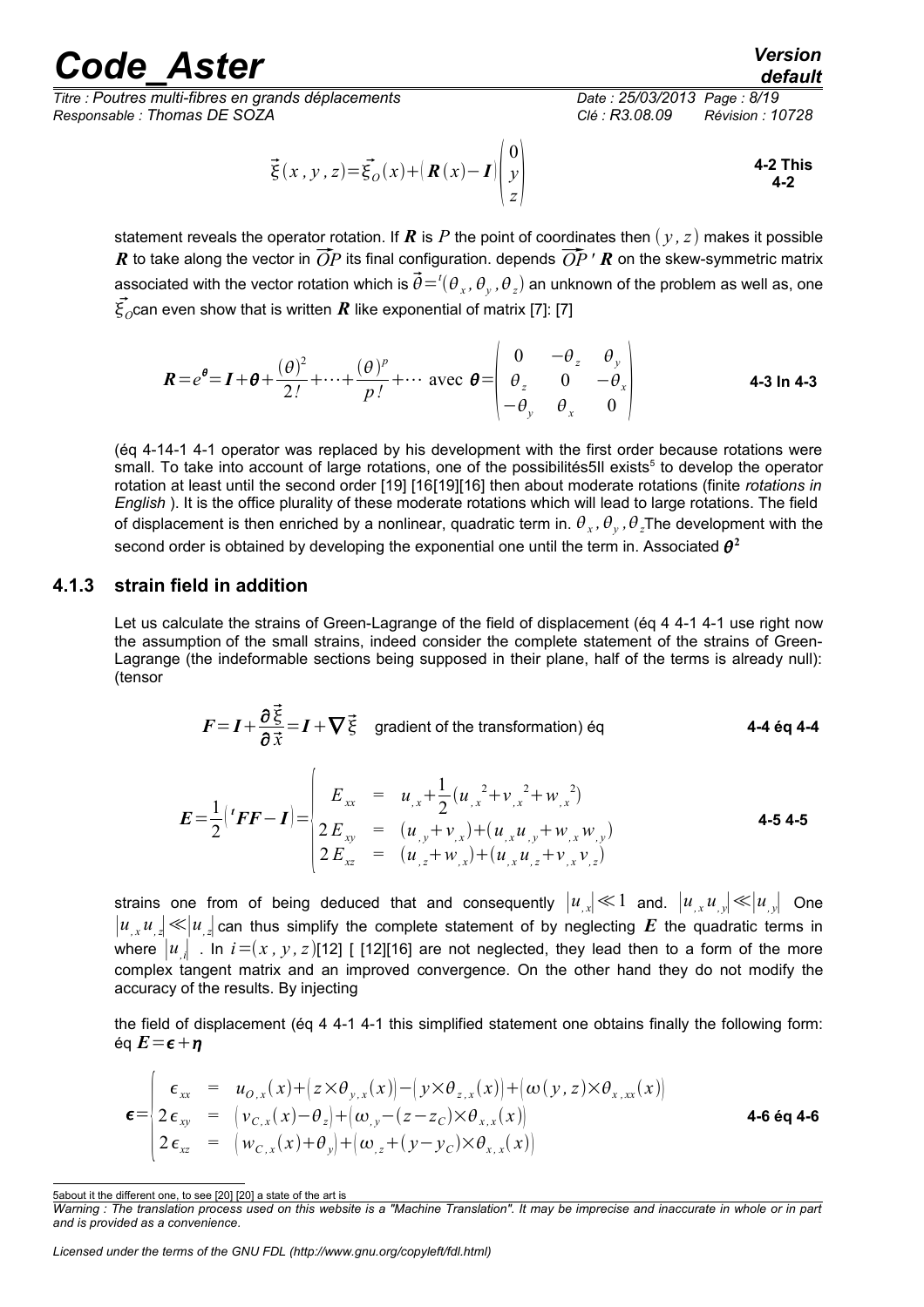$$\vec{\xi}(x,y,z)=\vec{\xi}_O(x)+\left(\boldsymbol{R}(x)-\boldsymbol{I}\right)\begin{pmatrix}0\\y\\z\end{pmatrix} \quad \textbf{4-2 This 4-2}$$

statement reveals the operator rotation. If $\boldsymbol{R}$ is $P$ the point of coordinates then $(y,z)$ makes it possible $\boldsymbol{R}$ to take along the vector in $\overrightarrow{OP}$ its final configuration. depends $\overrightarrow{OP}\,'\ \boldsymbol{R}$ on the skew-symmetric matrix associated with the vector rotation which is $\vec{\theta}={}^t(\theta_x,\theta_y,\theta_z)$ an unknown of the problem as well as, one $\vec{\xi}_O$can even show that is written $\boldsymbol{R}$ like exponential of matrix [7]: [7]

$$\boldsymbol{R}=e^{\boldsymbol{\theta}}=\boldsymbol{I}+\boldsymbol{\theta}+\frac{(\theta)^2}{2!}+\cdots+\frac{(\theta)^p}{p!}+\cdots \text{ avec } \boldsymbol{\theta}=\begin{pmatrix}0 & -\theta_z & \theta_y\\ \theta_z & 0 & -\theta_x\\ -\theta_y & \theta_x & 0\end{pmatrix} \quad \textbf{4-3 In 4-3}$$

(éq 4-14-1 4-1 operator was replaced by his development with the first order because rotations were small. To take into account of large rotations, one of the possibilités5Il exists[5] to develop the operator rotation at least until the second order [19] [16][19][16] then about moderate rotations (finite *rotations in English* ). It is the office plurality of these moderate rotations which will lead to large rotations. The field of displacement is then enriched by a nonlinear, quadratic term in. $\theta_x,\theta_y,\theta_z$The development with the second order is obtained by developing the exponential one until the term in. Associated $\boldsymbol{\theta}^2$

### 4.1.3 strain field in addition

Let us calculate the strains of Green-Lagrange of the field of displacement (éq 4 4-1 4-1 use right now the assumption of the small strains, indeed consider the complete statement of the strains of Green-Lagrange (the indeformable sections being supposed in their plane, half of the terms is already null): (tensor

$$\boldsymbol{F}=\boldsymbol{I}+\frac{\partial\vec{\xi}}{\partial\vec{x}}=\boldsymbol{I}+\boldsymbol{\nabla}\vec{\xi} \quad \text{gradient of the transformation) éq} \quad \textbf{4-4 éq 4-4}$$

$$\boldsymbol{E}=\frac{1}{2}\left({}^t\boldsymbol{F}\boldsymbol{F}-\boldsymbol{I}\right)=\begin{cases} E_{xx} &= u_{,x}+\frac{1}{2}(u_{,x}{}^2+v_{,x}{}^2+w_{,x}{}^2)\\ 2E_{xy} &= (u_{,y}+v_{,x})+(u_{,x}u_{,y}+w_{,x}w_{,y})\\ 2E_{xz} &= (u_{,z}+w_{,x})+(u_{,x}u_{,z}+v_{,x}v_{,z})\end{cases} \quad \textbf{4-5 4-5}$$

strains one from of being deduced that and consequently $|u_{,x}|\ll 1$ and. $|u_{,x}u_{,y}|\ll|u_{,y}|$ One $|u_{,x}u_{,z}|\ll|u_{,z}|$ can thus simplify the complete statement of by neglecting $\boldsymbol{E}$ the quadratic terms in where $|u_{,i}|$ . In $i=(x,y,z)$[12] [ [12][16] are not neglected, they lead then to a form of the more complex tangent matrix and an improved convergence. On the other hand they do not modify the accuracy of the results. By injecting

the field of displacement (éq 4 4-1 4-1 this simplified statement one obtains finally the following form: éq $\boldsymbol{E}=\boldsymbol{\epsilon}+\boldsymbol{\eta}$

$$\boldsymbol{\epsilon}=\begin{cases} \epsilon_{xx} &= u_{O,x}(x)+\left(z\times\theta_{y,x}(x)\right)-\left(y\times\theta_{z,x}(x)\right)+\left(\omega(y,z)\times\theta_{x,xx}(x)\right)\\ 2\epsilon_{xy} &= \left(v_{C,x}(x)-\theta_z\right)+\left(\omega_{,y}-(z-z_C)\times\theta_{x,x}(x)\right)\\ 2\epsilon_{xz} &= \left(w_{C,x}(x)+\theta_y\right)+\left(\omega_{,z}+(y-y_C)\times\theta_{x,x}(x)\right)\end{cases} \quad \textbf{4-6 éq 4-6}$$

---

5about it the different one, to see [20] [20] a state of the art is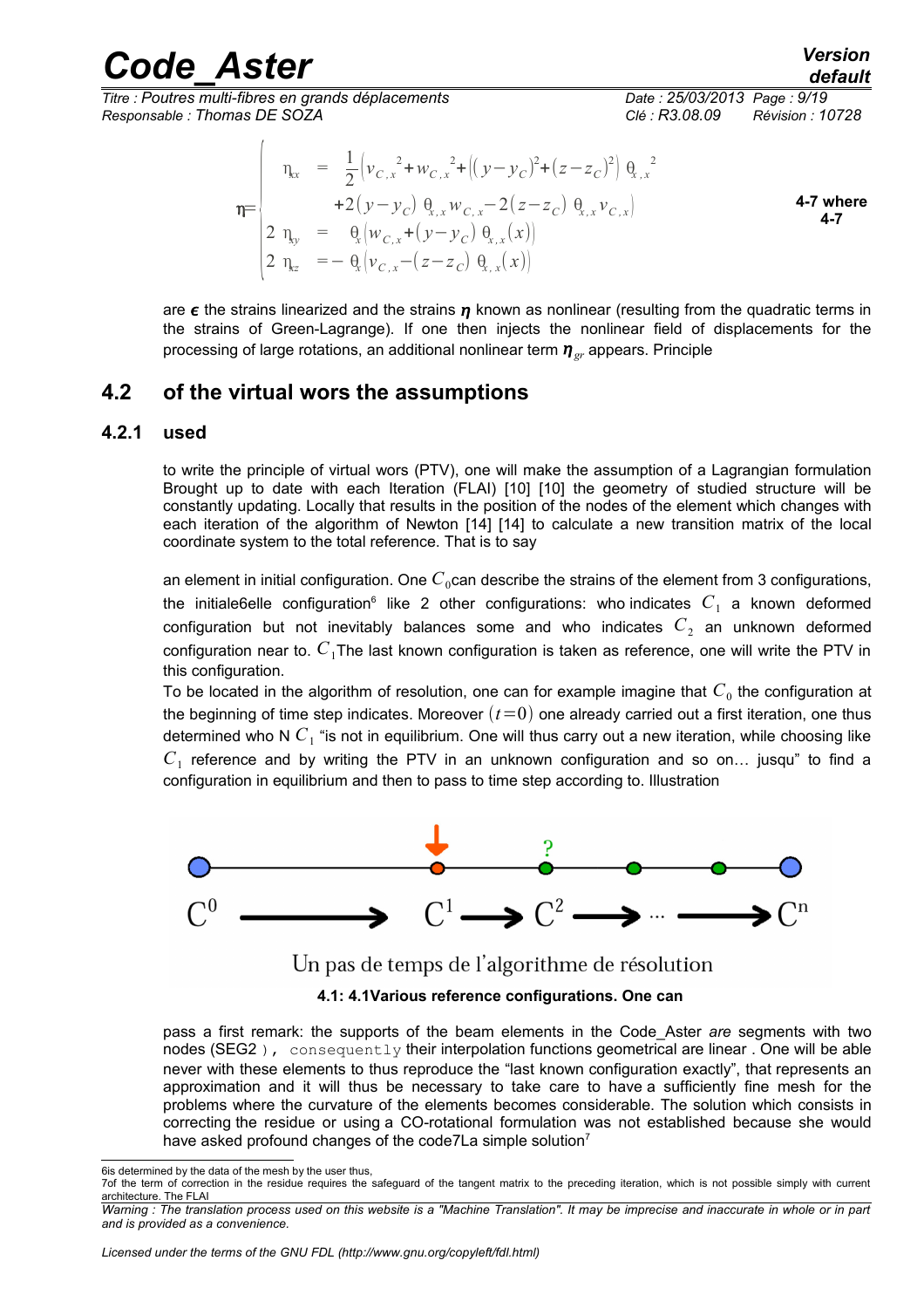$$
\eta = \begin{cases} \eta_{xx} &= \dfrac{1}{2}\Big(v_{C,x}{}^2 + w_{C,x}{}^2 + \big((y-y_C)^2 + (z-z_C)^2\big)\,\theta_{x,x}{}^2 \\ & \quad + 2(y-y_C)\,\theta_{x,x}\, w_{C,x} - 2(z-z_C)\,\theta_{x,x}\, v_{C,x}\Big) \\ 2\,\eta_{xy} &= \theta_x\big(w_{C,x} + (y-y_C)\,\theta_{x,x}(x)\big) \\ 2\,\eta_{xz} &= -\,\theta_x\big(v_{C,x} - (z-z_C)\,\theta_{x,x}(x)\big) \end{cases}
$$

**4-7 where 4-7**

are $\epsilon$ the strains linearized and the strains $\eta$ known as nonlinear (resulting from the quadratic terms in the strains of Green-Lagrange). If one then injects the nonlinear field of displacements for the processing of large rotations, an additional nonlinear term $\eta_{gr}$ appears. Principle

## 4.2 of the virtual wors the assumptions

### 4.2.1 used

to write the principle of virtual wors (PTV), one will make the assumption of a Lagrangian formulation Brought up to date with each Iteration (FLAI) [10] [10] the geometry of studied structure will be constantly updating. Locally that results in the position of the nodes of the element which changes with each iteration of the algorithm of Newton [14] [14] to calculate a new transition matrix of the local coordinate system to the total reference. That is to say

an element in initial configuration. One $C_0$can describe the strains of the element from 3 configurations, the initiale6elle configuration[6] like 2 other configurations: who indicates $C_1$ a known deformed configuration but not inevitably balances some and who indicates $C_2$ an unknown deformed configuration near to. $C_1$The last known configuration is taken as reference, one will write the PTV in this configuration.

To be located in the algorithm of resolution, one can for example imagine that $C_0$ the configuration at the beginning of time step indicates. Moreover $(t=0)$ one already carried out a first iteration, one thus determined who N $C_1$ "is not in equilibrium. One will thus carry out a new iteration, while choosing like $C_1$ reference and by writing the PTV in an unknown configuration and so on… jusqu" to find a configuration in equilibrium and then to pass to time step according to. Illustration

$C^0 \longrightarrow C^1 \longrightarrow C^2 \longrightarrow \dots \longrightarrow C^n$

Un pas de temps de l'algorithme de résolution

**4.1: 4.1Various reference configurations. One can**

pass a first remark: the supports of the beam elements in the Code_Aster *are* segments with two nodes (SEG2 ), consequently their interpolation functions geometrical are linear . One will be able never with these elements to thus reproduce the "last known configuration exactly", that represents an approximation and it will thus be necessary to take care to have a sufficiently fine mesh for the problems where the curvature of the elements becomes considerable. The solution which consists in correcting the residue or using a CO-rotational formulation was not established because she would have asked profound changes of the code7La simple solution[7]

---

6is determined by the data of the mesh by the user thus,

7of the term of correction in the residue requires the safeguard of the tangent matrix to the preceding iteration, which is not possible simply with current architecture. The FLAI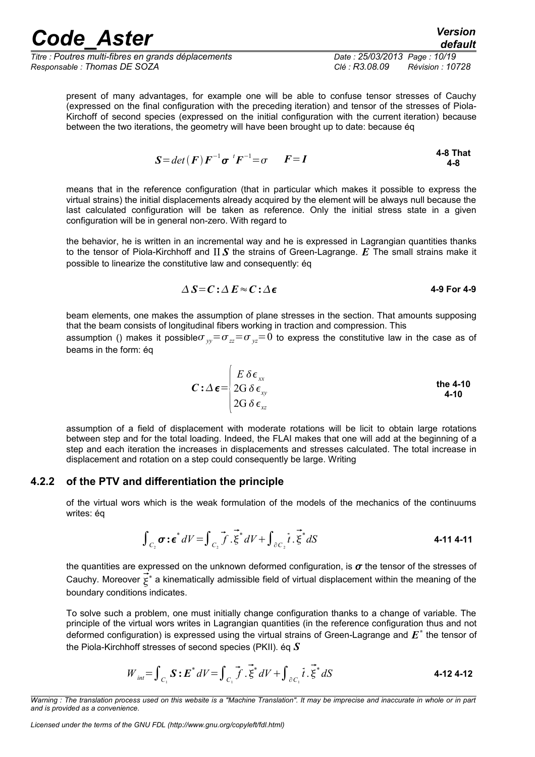present of many advantages, for example one will be able to confuse tensor stresses of Cauchy (expressed on the final configuration with the preceding iteration) and tensor of the stresses of Piola-Kirchoff of second species (expressed on the initial configuration with the current iteration) because between the two iterations, the geometry will have been brought up to date: because éq

$$\boldsymbol{S}=det(\boldsymbol{F})\boldsymbol{F}^{-1}\boldsymbol{\sigma}\ {}^{t}\boldsymbol{F}^{-1}=\sigma \qquad \boldsymbol{F}=\boldsymbol{I} \qquad \textbf{4-8 That 4-8}$$

means that in the reference configuration (that in particular which makes it possible to express the virtual strains) the initial displacements already acquired by the element will be always null because the last calculated configuration will be taken as reference. Only the initial stress state in a given configuration will be in general non-zero. With regard to

the behavior, he is written in an incremental way and he is expressed in Lagrangian quantities thanks to the tensor of Piola-Kirchhoff and II $\boldsymbol{S}$ the strains of Green-Lagrange. $\boldsymbol{E}$ The small strains make it possible to linearize the constitutive law and consequently: éq

$$\Delta\boldsymbol{S}=\boldsymbol{C}:\Delta\boldsymbol{E}\approx\boldsymbol{C}:\Delta\boldsymbol{\epsilon} \qquad \textbf{4-9 For 4-9}$$

beam elements, one makes the assumption of plane stresses in the section. That amounts supposing that the beam consists of longitudinal fibers working in traction and compression. This assumption () makes it possible $\sigma_{yy}=\sigma_{zz}=\sigma_{yz}=0$ to express the constitutive law in the case as of beams in the form: éq

$$\boldsymbol{C}:\Delta\boldsymbol{\epsilon}=\begin{cases} E\,\delta\epsilon_{xx} \\ 2\mathrm{G}\,\delta\epsilon_{xy} \\ 2\mathrm{G}\,\delta\epsilon_{xz} \end{cases} \qquad \textbf{the 4-10 4-10}$$

assumption of a field of displacement with moderate rotations will be licit to obtain large rotations between step and for the total loading. Indeed, the FLAI makes that one will add at the beginning of a step and each iteration the increases in displacements and stresses calculated. The total increase in displacement and rotation on a step could consequently be large. Writing

### 4.2.2 of the PTV and differentiation the principle

of the virtual wors which is the weak formulation of the models of the mechanics of the continuums writes: éq

$$\int_{C_2}\boldsymbol{\sigma}:\boldsymbol{\epsilon}^{*}\,dV=\int_{C_2}\vec{f}\cdot\vec{\xi}^{*}\,dV+\int_{\partial C_2}\vec{t}\cdot\vec{\xi}^{*}\,dS \qquad \textbf{4-11 4-11}$$

the quantities are expressed on the unknown deformed configuration, is $\boldsymbol{\sigma}$ the tensor of the stresses of Cauchy. Moreover $\vec{\xi}^{*}$ a kinematically admissible field of virtual displacement within the meaning of the boundary conditions indicates.

To solve such a problem, one must initially change configuration thanks to a change of variable. The principle of the virtual wors writes in Lagrangian quantities (in the reference configuration thus and not deformed configuration) is expressed using the virtual strains of Green-Lagrange and $\boldsymbol{E}^{*}$ the tensor of the Piola-Kirchhoff stresses of second species (PKII). éq $\boldsymbol{S}$

$$W_{int}=\int_{C_1}\boldsymbol{S}:\boldsymbol{E}^{*}\,dV=\int_{C_1}\vec{f}\cdot\vec{\xi}^{*}\,dV+\int_{\partial C_1}\vec{t}\cdot\vec{\xi}^{*}\,dS \qquad \textbf{4-12 4-12}$$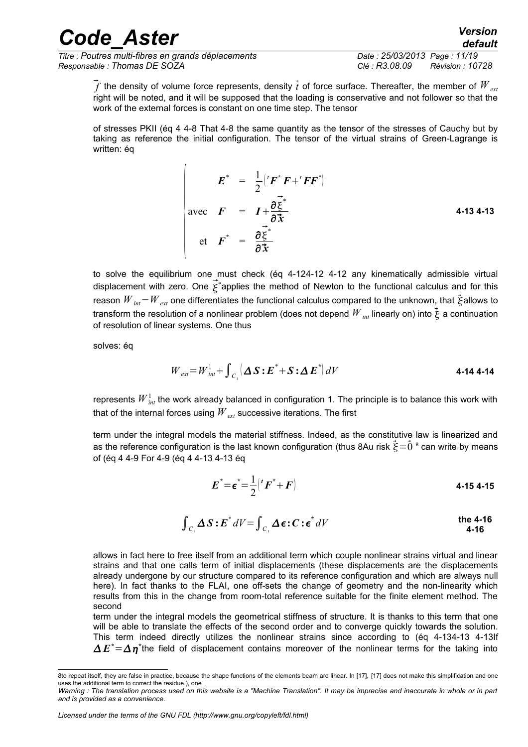$\vec{f}$ the density of volume force represents, density $\vec{t}$ of force surface. Thereafter, the member of $W_{ext}$ right will be noted, and it will be supposed that the loading is conservative and not follower so that the work of the external forces is constant on one time step. The tensor

of stresses PKII (éq 4 4-8 That 4-8 the same quantity as the tensor of the stresses of Cauchy but by taking as reference the initial configuration. The tensor of the virtual strains of Green-Lagrange is written: éq

$$\begin{cases} \boldsymbol{E}^* = \frac{1}{2}\left({}^t\boldsymbol{F}^*\boldsymbol{F} + {}^t\boldsymbol{F}\boldsymbol{F}^*\right) \\ \text{avec} \quad \boldsymbol{F} = \boldsymbol{I} + \frac{\partial \vec{\xi}^*}{\partial \vec{x}} \\ \text{et} \quad \boldsymbol{F}^* = \frac{\partial \vec{\xi}^*}{\partial \vec{x}} \end{cases} \quad \textbf{4-13 4-13}$$

to solve the equilibrium one must check (éq 4-124-12 4-12 any kinematically admissible virtual displacement with zero. One $\vec{\xi}^*$applies the method of Newton to the functional calculus and for this reason $W_{int}-W_{ext}$ one differentiates the functional calculus compared to the unknown, that $\vec{\xi}$allows to transform the resolution of a nonlinear problem (does not depend $W_{int}$ linearly on) into $\vec{\xi}$ a continuation of resolution of linear systems. One thus

solves: éq

$$W_{ext} = W_{int}^1 + \int_{C_1} \left(\Delta \boldsymbol{S} : \boldsymbol{E}^* + \boldsymbol{S} : \Delta \boldsymbol{E}^*\right) dV \quad \textbf{4-14 4-14}$$

represents $W_{int}^1$ the work already balanced in configuration 1. The principle is to balance this work with that of the internal forces using $W_{ext}$ successive iterations. The first

term under the integral models the material stiffness. Indeed, as the constitutive law is linearized and as the reference configuration is the last known configuration (thus 8Au risk $\vec{\xi}=\vec{0}$ [8] can write by means of (éq 4 4-9 For 4-9 (éq 4 4-13 4-13 éq

$$\boldsymbol{E}^* = \boldsymbol{\epsilon}^* = \frac{1}{2}\left({}^t\boldsymbol{F}^* + \boldsymbol{F}\right) \quad \textbf{4-15 4-15}$$

$$\int_{C_1} \Delta \boldsymbol{S} : \boldsymbol{E}^* dV = \int_{C_1} \Delta \boldsymbol{\epsilon} : \boldsymbol{C} : \boldsymbol{\epsilon}^* dV \quad \textbf{the 4-16 4-16}$$

allows in fact here to free itself from an additional term which couple nonlinear strains virtual and linear strains and that one calls term of initial displacements (these displacements are the displacements already undergone by our structure compared to its reference configuration and which are always null here). In fact thanks to the FLAI, one off-sets the change of geometry and the non-linearity which results from this in the change from room-total reference suitable for the finite element method. The second

term under the integral models the geometrical stiffness of structure. It is thanks to this term that one will be able to translate the effects of the second order and to converge quickly towards the solution. This term indeed directly utilizes the nonlinear strains since according to (éq 4-134-13 4-13If $\Delta \boldsymbol{E}^* = \Delta \boldsymbol{\eta}^*$the field of displacement contains moreover of the nonlinear terms for the taking into

---

8to repeat itself, they are false in practice, because the shape functions of the elements beam are linear. In [17], [17] does not make this simplification and one uses the additional term to correct the residue.), one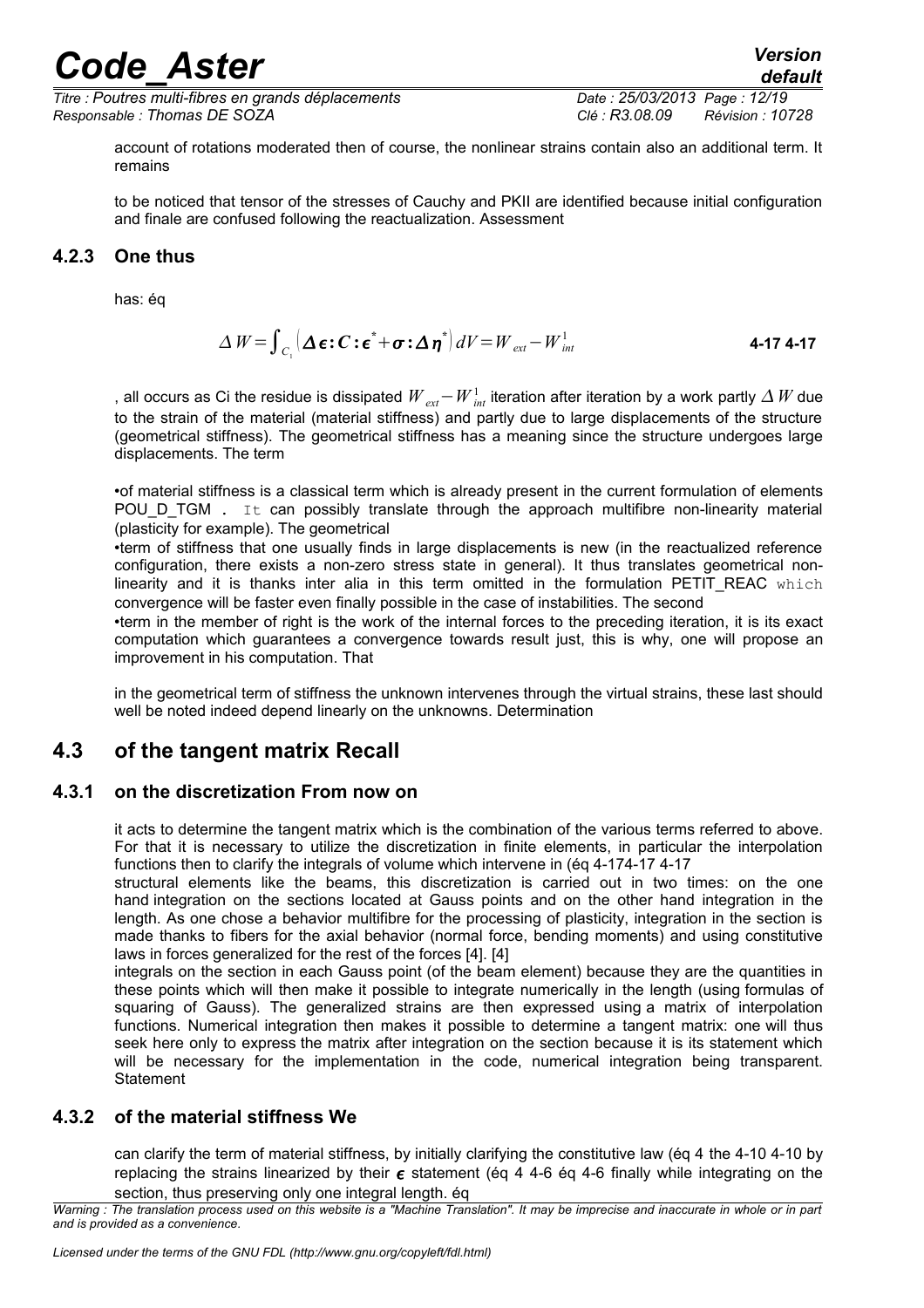account of rotations moderated then of course, the nonlinear strains contain also an additional term. It remains

to be noticed that tensor of the stresses of Cauchy and PKII are identified because initial configuration and finale are confused following the reactualization. Assessment

### 4.2.3 One thus

has: éq

$$\Delta W = \int_{C_1} \left( \Delta \boldsymbol{\epsilon} : \boldsymbol{C} : \boldsymbol{\epsilon}^* + \boldsymbol{\sigma} : \Delta \boldsymbol{\eta}^* \right) dV = W_{ext} - W_{int}^1 \qquad \textbf{4-17 4-17}$$

, all occurs as Ci the residue is dissipated $W_{ext} - W_{int}^1$ iteration after iteration by a work partly $\Delta W$ due to the strain of the material (material stiffness) and partly due to large displacements of the structure (geometrical stiffness). The geometrical stiffness has a meaning since the structure undergoes large displacements. The term

•of material stiffness is a classical term which is already present in the current formulation of elements POU_D_TGM . It can possibly translate through the approach multifibre non-linearity material (plasticity for example). The geometrical

•term of stiffness that one usually finds in large displacements is new (in the reactualized reference configuration, there exists a non-zero stress state in general). It thus translates geometrical non-linearity and it is thanks inter alia in this term omitted in the formulation PETIT_REAC which convergence will be faster even finally possible in the case of instabilities. The second

•term in the member of right is the work of the internal forces to the preceding iteration, it is its exact computation which guarantees a convergence towards result just, this is why, one will propose an improvement in his computation. That

in the geometrical term of stiffness the unknown intervenes through the virtual strains, these last should well be noted indeed depend linearly on the unknowns. Determination

## 4.3 of the tangent matrix Recall

### 4.3.1 on the discretization From now on

it acts to determine the tangent matrix which is the combination of the various terms referred to above. For that it is necessary to utilize the discretization in finite elements, in particular the interpolation functions then to clarify the integrals of volume which intervene in (éq 4-174-17 4-17

structural elements like the beams, this discretization is carried out in two times: on the one hand integration on the sections located at Gauss points and on the other hand integration in the length. As one chose a behavior multifibre for the processing of plasticity, integration in the section is made thanks to fibers for the axial behavior (normal force, bending moments) and using constitutive laws in forces generalized for the rest of the forces [4]. [4]

integrals on the section in each Gauss point (of the beam element) because they are the quantities in these points which will then make it possible to integrate numerically in the length (using formulas of squaring of Gauss). The generalized strains are then expressed using a matrix of interpolation functions. Numerical integration then makes it possible to determine a tangent matrix: one will thus seek here only to express the matrix after integration on the section because it is its statement which will be necessary for the implementation in the code, numerical integration being transparent. Statement

### 4.3.2 of the material stiffness We

can clarify the term of material stiffness, by initially clarifying the constitutive law (éq 4 the 4-10 4-10 by replacing the strains linearized by their $\boldsymbol{\epsilon}$ statement (éq 4 4-6 éq 4-6 finally while integrating on the section, thus preserving only one integral length. éq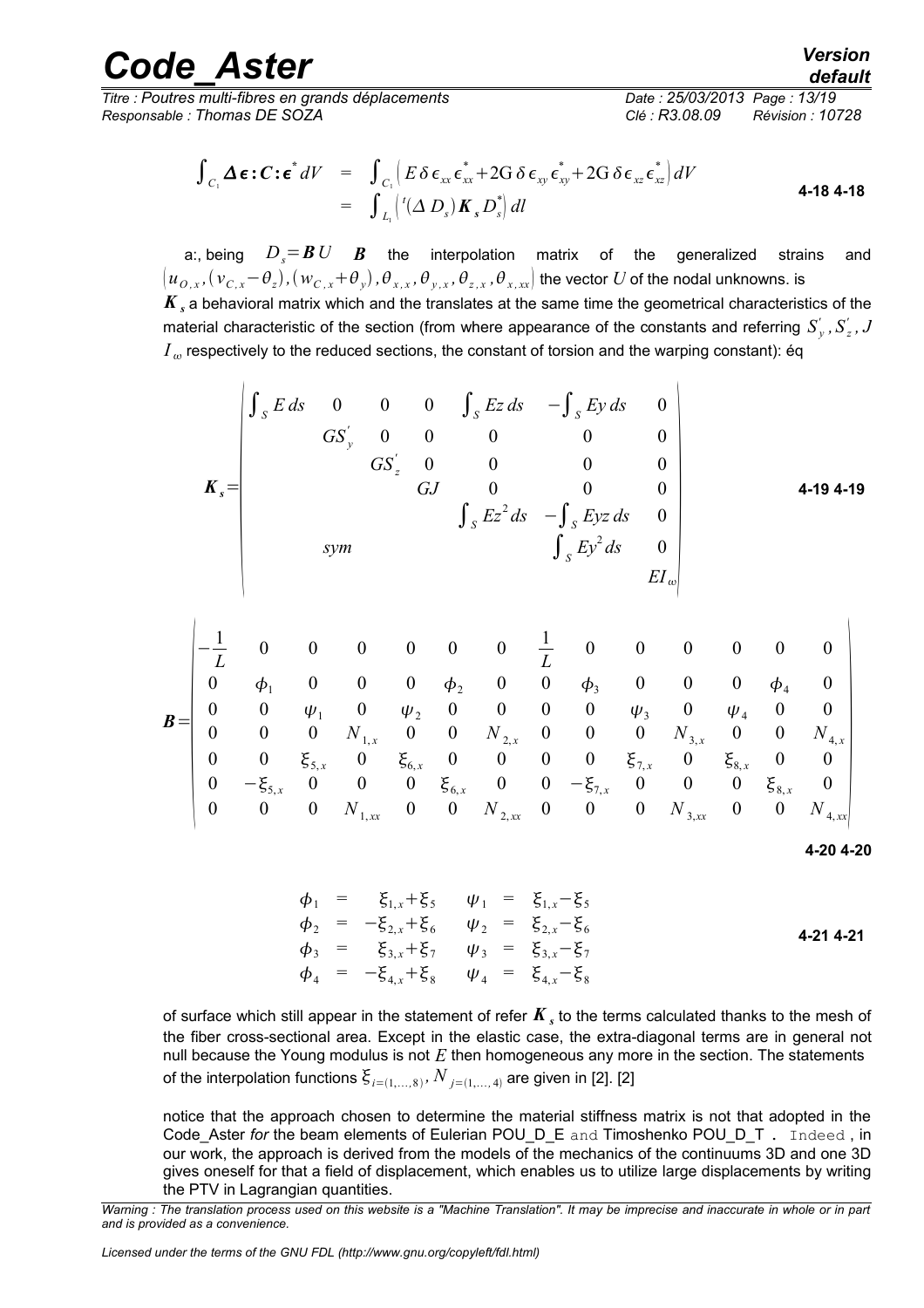$$\begin{aligned}\int_{C_1} \boldsymbol{\Delta\epsilon} : \boldsymbol{C} : \boldsymbol{\epsilon}^* dV &= \int_{C_1} \left( E\,\delta\epsilon_{xx}\epsilon_{xx}^* + 2\mathrm{G}\,\delta\epsilon_{xy}\epsilon_{xy}^* + 2\mathrm{G}\,\delta\epsilon_{xz}\epsilon_{xz}^* \right) dV \\ &= \int_{L_1} \left( {}^t(\Delta D_s)\boldsymbol{K}_s D_s^* \right) dl\end{aligned} \qquad \textbf{4-18 4-18}$$

a:, being $D_s = \boldsymbol{B}\,U$ $\boldsymbol{B}$ the interpolation matrix of the generalized strains and $\left(u_{O,x}, (v_{C,x}-\theta_z), (w_{C,x}+\theta_y), \theta_{x,x}, \theta_{y,x}, \theta_{z,x}, \theta_{x,xx}\right)$ the vector $U$ of the nodal unknowns. is $\boldsymbol{K}_s$ a behavioral matrix which and the translates at the same time the geometrical characteristics of the material characteristic of the section (from where appearance of the constants and referring $S_y^{'}, S_z^{'}, J$ $I_\omega$ respectively to the reduced sections, the constant of torsion and the warping constant): éq

$$\boldsymbol{K}_s = \begin{vmatrix} \int_S E\,ds & 0 & 0 & 0 & \int_S Ez\,ds & -\int_S Ey\,ds & 0 \\ & GS_y^{'} & 0 & 0 & 0 & 0 & 0 \\ & & GS_z^{'} & 0 & 0 & 0 & 0 \\ & & & GJ & 0 & 0 & 0 \\ & & & & \int_S Ez^2\,ds & -\int_S Eyz\,ds & 0 \\ & sym & & & & \int_S Ey^2\,ds & 0 \\ & & & & & & EI_\omega \end{vmatrix} \qquad \textbf{4-19 4-19}$$

$$\boldsymbol{B} = \begin{vmatrix} -\frac{1}{L} & 0 & 0 & 0 & 0 & 0 & 0 & \frac{1}{L} & 0 & 0 & 0 & 0 & 0 & 0 \\ 0 & \phi_1 & 0 & 0 & 0 & \phi_2 & 0 & 0 & \phi_3 & 0 & 0 & 0 & \phi_4 & 0 \\ 0 & 0 & \psi_1 & 0 & \psi_2 & 0 & 0 & 0 & 0 & \psi_3 & 0 & \psi_4 & 0 & 0 \\ 0 & 0 & 0 & N_{1,x} & 0 & 0 & N_{2,x} & 0 & 0 & 0 & N_{3,x} & 0 & 0 & N_{4,x} \\ 0 & 0 & \xi_{5,x} & 0 & \xi_{6,x} & 0 & 0 & 0 & 0 & \xi_{7,x} & 0 & \xi_{8,x} & 0 & 0 \\ 0 & -\xi_{5,x} & 0 & 0 & 0 & \xi_{6,x} & 0 & 0 & -\xi_{7,x} & 0 & 0 & 0 & \xi_{8,x} & 0 \\ 0 & 0 & 0 & N_{1,xx} & 0 & 0 & N_{2,xx} & 0 & 0 & 0 & N_{3,xx} & 0 & 0 & N_{4,xx} \end{vmatrix}$$

**4-20 4-20**

$$\begin{aligned} \phi_1 &= \xi_{1,x}+\xi_5 & \psi_1 &= \xi_{1,x}-\xi_5 \\ \phi_2 &= -\xi_{2,x}+\xi_6 & \psi_2 &= \xi_{2,x}-\xi_6 \\ \phi_3 &= \xi_{3,x}+\xi_7 & \psi_3 &= \xi_{3,x}-\xi_7 \\ \phi_4 &= -\xi_{4,x}+\xi_8 & \psi_4 &= \xi_{4,x}-\xi_8 \end{aligned} \qquad \textbf{4-21 4-21}$$

of surface which still appear in the statement of refer $\boldsymbol{K}_s$ to the terms calculated thanks to the mesh of the fiber cross-sectional area. Except in the elastic case, the extra-diagonal terms are in general not null because the Young modulus is not $E$ then homogeneous any more in the section. The statements of the interpolation functions $\xi_{i=(1,\ldots,8)}, N_{j=(1,\ldots,4)}$ are given in [2]. [2]

notice that the approach chosen to determine the material stiffness matrix is not that adopted in the Code_Aster *for* the beam elements of Eulerian POU_D_E and Timoshenko POU_D_T . Indeed , in our work, the approach is derived from the models of the mechanics of the continuums 3D and one 3D gives oneself for that a field of displacement, which enables us to utilize large displacements by writing the PTV in Lagrangian quantities.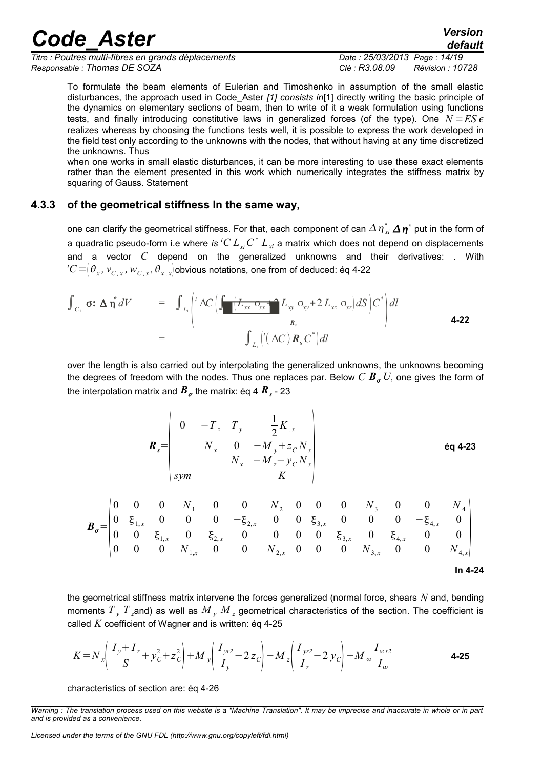To formulate the beam elements of Eulerian and Timoshenko in assumption of the small elastic disturbances, the approach used in Code_Aster *[1] consists in*[1] directly writing the basic principle of the dynamics on elementary sections of beam, then to write of it a weak formulation using functions tests, and finally introducing constitutive laws in generalized forces (of the type). One $N = ES\epsilon$ realizes whereas by choosing the functions tests well, it is possible to express the work developed in the field test only according to the unknowns with the nodes, that without having at any time discretized the unknowns. Thus

when one works in small elastic disturbances, it can be more interesting to use these exact elements rather than the element presented in this work which numerically integrates the stiffness matrix by squaring of Gauss. Statement

### 4.3.3 of the geometrical stiffness In the same way,

one can clarify the geometrical stiffness. For that, each component of can $\Delta\eta^*_{xi}$ $\boldsymbol{\Delta\eta}^*$ put in the form of a quadratic pseudo-form i.e where *is* ${}^tC\, L_{xi}\, C^*\, L_{xi}$ a matrix which does not depend on displacements and a vector $C$ depend on the generalized unknowns and their derivatives: . With ${}^tC = \left(\theta_x, v_{C,x}, w_{C,x}, \theta_{x,x}\right)$ obvious notations, one from of deduced: éq 4-22

$$\int_{C_1} \sigma : \Delta\eta^* dV = \int_{L_1} \left( {}^t\Delta C \left( \int \left( L_{xx}\, \sigma_{xx} + 2 L_{xy}\, \sigma_{xy} + 2 L_{xz}\, \sigma_{xz} \right) dS \right) C^* \right) dl = \int_{L_1} \left( {}^t(\Delta C)\, \boldsymbol{R}_s\, C^* \right) dl \qquad \textbf{4-22}$$

over the length is also carried out by interpolating the generalized unknowns, the unknowns becoming the degrees of freedom with the nodes. Thus one replaces par. Below $C$ $\boldsymbol{B_\sigma} U$, one gives the form of the interpolation matrix and $\boldsymbol{B_\sigma}$ the matrix: éq 4 $\boldsymbol{R_s}$ - 23

$$\boldsymbol{R_s} = \begin{pmatrix} 0 & -T_z & T_y & \frac{1}{2}K_{,x} \\ & N_x & 0 & -M_y + z_C N_x \\ & & N_x & -M_z - y_C N_x \\ sym & & & K \end{pmatrix} \qquad \textbf{éq 4-23}$$

$$\boldsymbol{B_\sigma} = \begin{pmatrix} 0 & 0 & 0 & N_1 & 0 & 0 & N_2 & 0 & 0 & 0 & N_3 & 0 & 0 & N_4 \\ 0 & \xi_{1,x} & 0 & 0 & 0 & -\xi_{2,x} & 0 & 0 & \xi_{3,x} & 0 & 0 & 0 & -\xi_{4,x} & 0 \\ 0 & 0 & \xi_{1,x} & 0 & \xi_{2,x} & 0 & 0 & 0 & 0 & \xi_{3,x} & 0 & \xi_{4,x} & 0 & 0 \\ 0 & 0 & 0 & N_{1,x} & 0 & 0 & N_{2,x} & 0 & 0 & 0 & N_{3,x} & 0 & 0 & N_{4,x} \end{pmatrix}$$

**In 4-24**

the geometrical stiffness matrix intervene the forces generalized (normal force, shears $N$ and, bending moments $T_y$ $T_z$and) as well as $M_y$ $M_z$ geometrical characteristics of the section. The coefficient is called $K$ coefficient of Wagner and is written: éq 4-25

$$K = N_x \left( \frac{I_y + I_z}{S} + y_C^2 + z_C^2 \right) + M_y \left( \frac{I_{yr2}}{I_y} - 2 z_C \right) - M_z \left( \frac{I_{yr2}}{I_z} - 2 y_C \right) + M_\omega \frac{I_{\omega r2}}{I_\omega} \qquad \textbf{4-25}$$

characteristics of section are: éq 4-26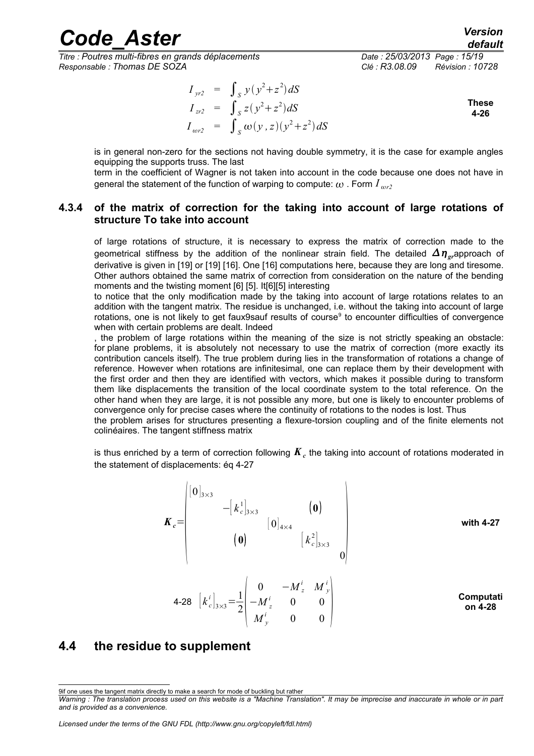$$
\begin{array}{lcl}
I_{yr2} & = & \int_S y(y^2+z^2)\,dS \\
I_{zr2} & = & \int_S z(y^2+z^2)\,dS \\
I_{\omega r2} & = & \int_S \omega(y,z)(y^2+z^2)\,dS
\end{array}
$$

**These 4-26**

is in general non-zero for the sections not having double symmetry, it is the case for example angles equipping the supports truss. The last

term in the coefficient of Wagner is not taken into account in the code because one does not have in general the statement of the function of warping to compute: $\omega$ . Form $I_{\omega r2}$

### 4.3.4 of the matrix of correction for the taking into account of large rotations of structure To take into account

of large rotations of structure, it is necessary to express the matrix of correction made to the geometrical stiffness by the addition of the nonlinear strain field. The detailed $\Delta\boldsymbol{\eta}_{gr}$approach of derivative is given in [19] or [19] [16]. One [16] computations here, because they are long and tiresome. Other authors obtained the same matrix of correction from consideration on the nature of the bending moments and the twisting moment [6] [5]. It[6][5] interesting

to notice that the only modification made by the taking into account of large rotations relates to an addition with the tangent matrix. The residue is unchanged, i.e. without the taking into account of large rotations, one is not likely to get faux9sauf results of course[9] to encounter difficulties of convergence when with certain problems are dealt. Indeed

, the problem of large rotations within the meaning of the size is not strictly speaking an obstacle: for plane problems, it is absolutely not necessary to use the matrix of correction (more exactly its contribution cancels itself). The true problem during lies in the transformation of rotations a change of reference. However when rotations are infinitesimal, one can replace them by their development with the first order and then they are identified with vectors, which makes it possible during to transform them like displacements the transition of the local coordinate system to the total reference. On the other hand when they are large, it is not possible any more, but one is likely to encounter problems of convergence only for precise cases where the continuity of rotations to the nodes is lost. Thus

the problem arises for structures presenting a flexure-torsion coupling and of the finite elements not colinéaires. The tangent stiffness matrix

is thus enriched by a term of correction following $\boldsymbol{K}_c$ the taking into account of rotations moderated in the statement of displacements: éq 4-27

$$
\boldsymbol{K}_c=\begin{pmatrix}
[0]_{3\times 3} & & & & \\
& -[k_c^1]_{3\times 3} & & (\mathbf{0}) & \\
& & [0]_{4\times 4} & & \\
& (\mathbf{0}) & & [k_c^2]_{3\times 3} & \\
& & & & 0
\end{pmatrix}
$$

**with 4-27**

$$
\text{4-28} \quad [k_c^i]_{3\times 3}=\frac{1}{2}\begin{pmatrix} 0 & -M_z^i & M_y^i \\ -M_z^i & 0 & 0 \\ M_y^i & 0 & 0 \end{pmatrix}
$$

**Computation 4-28**

## 4.4 the residue to supplement

---

9if one uses the tangent matrix directly to make a search for mode of buckling but rather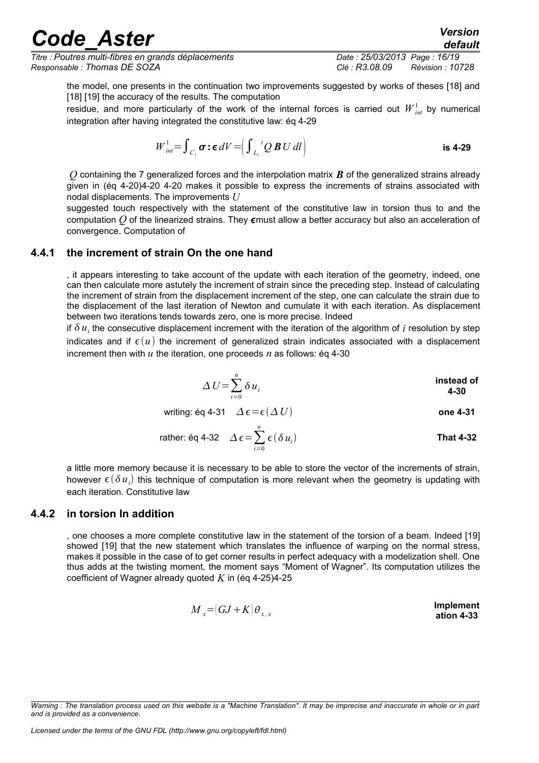the model, one presents in the continuation two improvements suggested by works of theses [18] and [18] [19] the accuracy of the results. The computation

residue, and more particularly of the work of the internal forces is carried out $W^1_{int}$ by numerical integration after having integrated the constitutive law: éq 4-29

$$W^1_{int}=\int_{C_1} \boldsymbol{\sigma} : \boldsymbol{\epsilon}\, dV = \left( \int_{L_1} {}^tQ\, \boldsymbol{B}\, U\, dl \right) \quad \textbf{is 4-29}$$

$Q$ containing the 7 generalized forces and the interpolation matrix $\boldsymbol{B}$ of the generalized strains already given in (éq 4-20)4-20 4-20 makes it possible to express the increments of strains associated with nodal displacements. The improvements $U$

suggested touch respectively with the statement of the constitutive law in torsion thus to and the computation $Q$ of the linearized strains. They $\boldsymbol{\epsilon}$must allow a better accuracy but also an acceleration of convergence. Computation of

### 4.4.1 the increment of strain On the one hand

, it appears interesting to take account of the update with each iteration of the geometry, indeed, one can then calculate more astutely the increment of strain since the preceding step. Instead of calculating the increment of strain from the displacement increment of the step, one can calculate the strain due to the displacement of the last iteration of Newton and cumulate it with each iteration. As displacement between two iterations tends towards zero, one is more precise. Indeed

if $\delta u_i$ the consecutive displacement increment with the iteration of the algorithm of $i$ resolution by step indicates and if $\epsilon(u)$ the increment of generalized strain indicates associated with a displacement increment then with $u$ the iteration, one proceeds $n$ as follows: éq 4-30

$$\Delta U=\sum_{i=0}^{n} \delta u_i \quad \textbf{instead of 4-30}$$

writing: éq 4-31 $\quad \Delta \epsilon=\epsilon(\Delta U)$ **one 4-31**

rather: éq 4-32 $\quad \Delta \epsilon=\sum_{i=0}^{n} \epsilon(\delta u_i)$ **That 4-32**

a little more memory because it is necessary to be able to store the vector of the increments of strain, however $\epsilon(\delta u_i)$ this technique of computation is more relevant when the geometry is updating with each iteration. Constitutive law

### 4.4.2 in torsion In addition

, one chooses a more complete constitutive law in the statement of the torsion of a beam. Indeed [19] showed [19] that the new statement which translates the influence of warping on the normal stress, makes it possible in the case of to get corner results in perfect adequacy with a modelization shell. One thus adds at the twisting moment, the moment says "Moment of Wagner". Its computation utilizes the coefficient of Wagner already quoted $K$ in (éq 4-25)4-25

$$M_x=(GJ+K)\,\theta_{x,x} \quad \textbf{Implementation 4-33}$$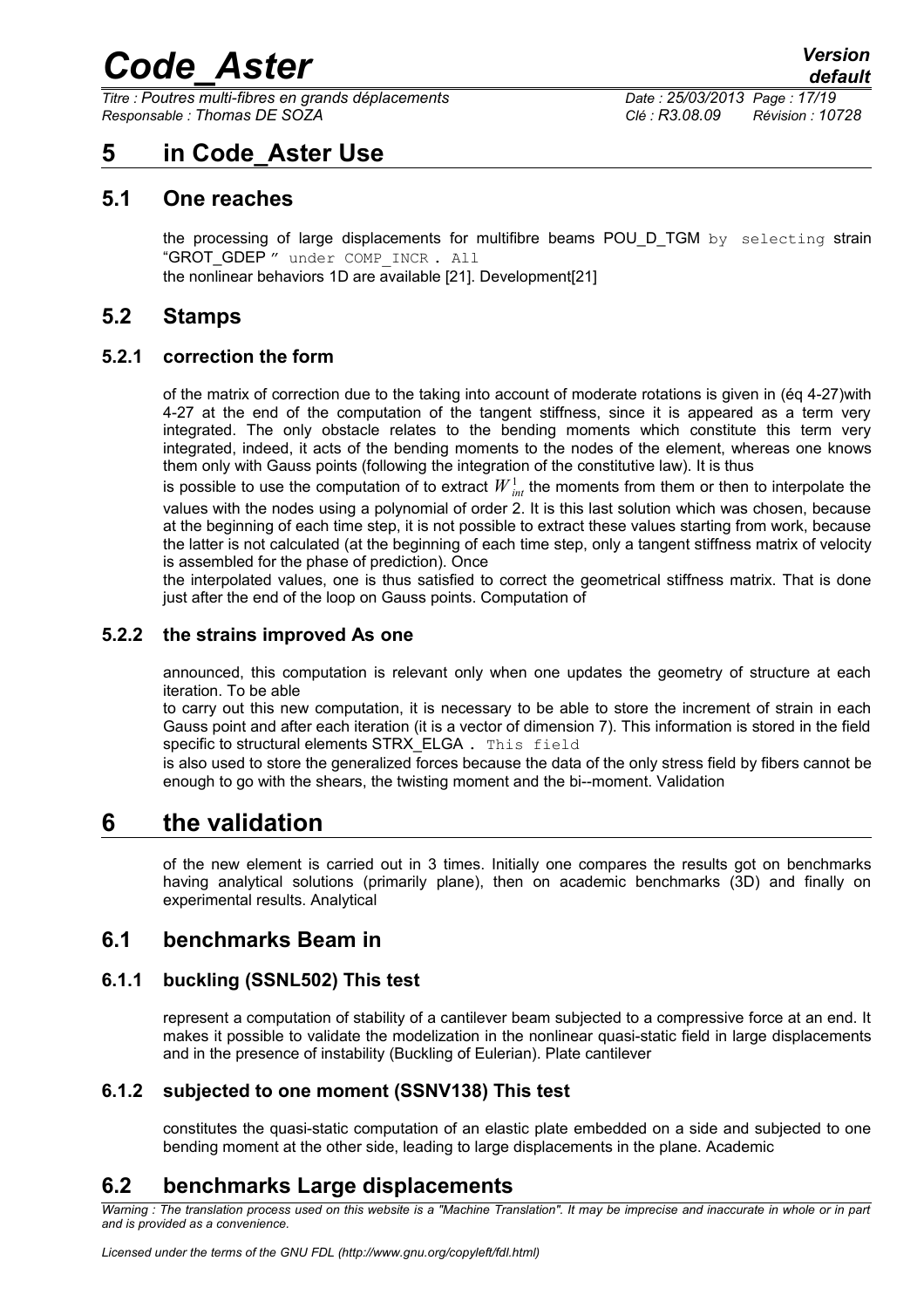# 5 in Code_Aster Use

## 5.1 One reaches

the processing of large displacements for multifibre beams POU_D_TGM by selecting strain "GROT_GDEP " under COMP_INCR . All
the nonlinear behaviors 1D are available [21]. Development[21]

## 5.2 Stamps

### 5.2.1 correction the form

of the matrix of correction due to the taking into account of moderate rotations is given in (éq 4-27)with 4-27 at the end of the computation of the tangent stiffness, since it is appeared as a term very integrated. The only obstacle relates to the bending moments which constitute this term very integrated, indeed, it acts of the bending moments to the nodes of the element, whereas one knows them only with Gauss points (following the integration of the constitutive law). It is thus
is possible to use the computation of to extract $W^1_{int}$ the moments from them or then to interpolate the values with the nodes using a polynomial of order 2. It is this last solution which was chosen, because at the beginning of each time step, it is not possible to extract these values starting from work, because the latter is not calculated (at the beginning of each time step, only a tangent stiffness matrix of velocity is assembled for the phase of prediction). Once
the interpolated values, one is thus satisfied to correct the geometrical stiffness matrix. That is done just after the end of the loop on Gauss points. Computation of

### 5.2.2 the strains improved As one

announced, this computation is relevant only when one updates the geometry of structure at each iteration. To be able
to carry out this new computation, it is necessary to be able to store the increment of strain in each Gauss point and after each iteration (it is a vector of dimension 7). This information is stored in the field specific to structural elements STRX_ELGA . This field
is also used to store the generalized forces because the data of the only stress field by fibers cannot be enough to go with the shears, the twisting moment and the bi--moment. Validation

# 6 the validation

of the new element is carried out in 3 times. Initially one compares the results got on benchmarks having analytical solutions (primarily plane), then on academic benchmarks (3D) and finally on experimental results. Analytical

## 6.1 benchmarks Beam in

### 6.1.1 buckling (SSNL502) This test

represent a computation of stability of a cantilever beam subjected to a compressive force at an end. It makes it possible to validate the modelization in the nonlinear quasi-static field in large displacements and in the presence of instability (Buckling of Eulerian). Plate cantilever

### 6.1.2 subjected to one moment (SSNV138) This test

constitutes the quasi-static computation of an elastic plate embedded on a side and subjected to one bending moment at the other side, leading to large displacements in the plane. Academic

## 6.2 benchmarks Large displacements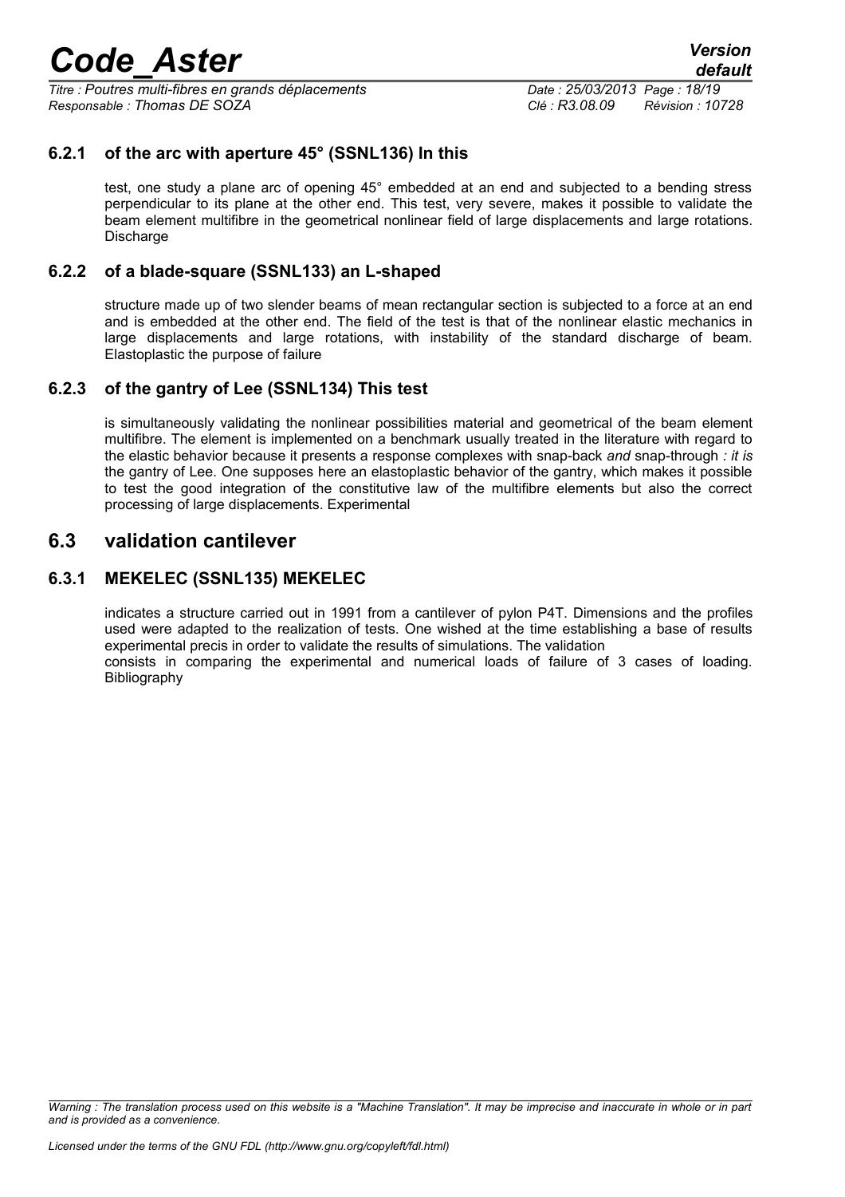### 6.2.1 of the arc with aperture 45° (SSNL136) In this

test, one study a plane arc of opening 45° embedded at an end and subjected to a bending stress perpendicular to its plane at the other end. This test, very severe, makes it possible to validate the beam element multifibre in the geometrical nonlinear field of large displacements and large rotations. Discharge

### 6.2.2 of a blade-square (SSNL133) an L-shaped

structure made up of two slender beams of mean rectangular section is subjected to a force at an end and is embedded at the other end. The field of the test is that of the nonlinear elastic mechanics in large displacements and large rotations, with instability of the standard discharge of beam. Elastoplastic the purpose of failure

### 6.2.3 of the gantry of Lee (SSNL134) This test

is simultaneously validating the nonlinear possibilities material and geometrical of the beam element multifibre. The element is implemented on a benchmark usually treated in the literature with regard to the elastic behavior because it presents a response complexes with snap-back *and* snap-through *: it is* the gantry of Lee. One supposes here an elastoplastic behavior of the gantry, which makes it possible to test the good integration of the constitutive law of the multifibre elements but also the correct processing of large displacements. Experimental

## 6.3 validation cantilever

### 6.3.1 MEKELEC (SSNL135) MEKELEC

indicates a structure carried out in 1991 from a cantilever of pylon P4T. Dimensions and the profiles used were adapted to the realization of tests. One wished at the time establishing a base of results experimental precis in order to validate the results of simulations. The validation

consists in comparing the experimental and numerical loads of failure of 3 cases of loading. Bibliography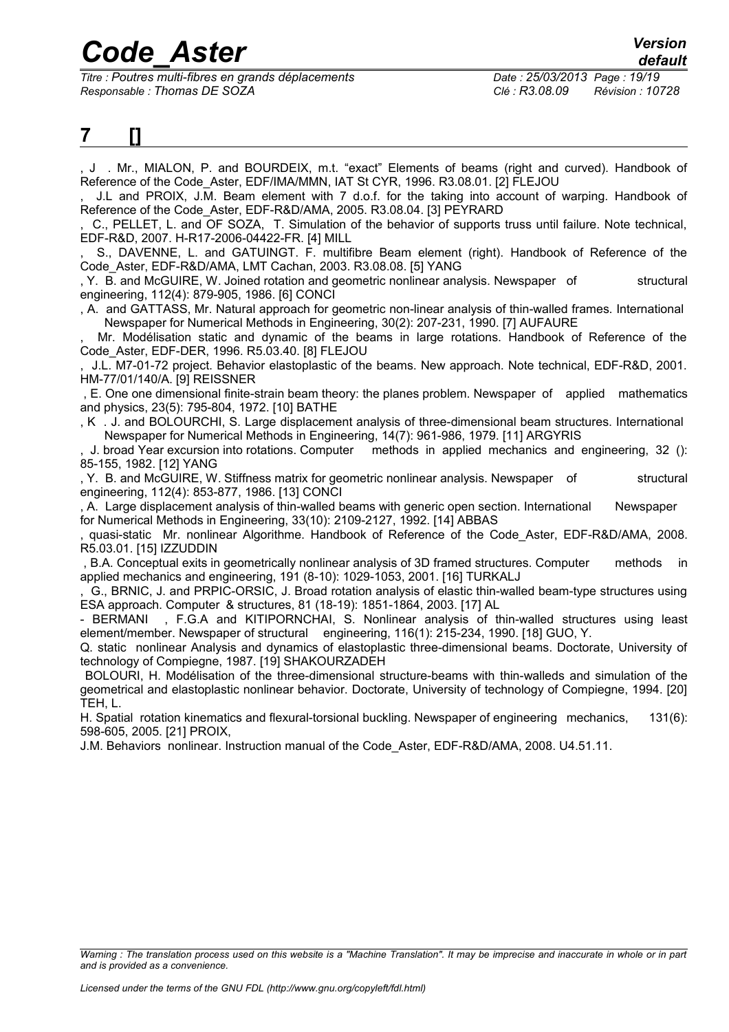# 7 []

, J . Mr., MIALON, P. and BOURDEIX, m.t. “exact” Elements of beams (right and curved). Handbook of Reference of the Code_Aster, EDF/IMA/MMN, IAT St CYR, 1996. R3.08.01. [2] FLEJOU

, J.L and PROIX, J.M. Beam element with 7 d.o.f. for the taking into account of warping. Handbook of Reference of the Code_Aster, EDF-R&D/AMA, 2005. R3.08.04. [3] PEYRARD

, C., PELLET, L. and OF SOZA, T. Simulation of the behavior of supports truss until failure. Note technical, EDF-R&D, 2007. H-R17-2006-04422-FR. [4] MILL

, S., DAVENNE, L. and GATUINGT. F. multifibre Beam element (right). Handbook of Reference of the Code_Aster, EDF-R&D/AMA, LMT Cachan, 2003. R3.08.08. [5] YANG

, Y. B. and McGUIRE, W. Joined rotation and geometric nonlinear analysis. Newspaper of structural engineering, 112(4): 879-905, 1986. [6] CONCI

, A. and GATTASS, Mr. Natural approach for geometric non-linear analysis of thin-walled frames. International Newspaper for Numerical Methods in Engineering, 30(2): 207-231, 1990. [7] AUFAURE

, Mr. Modélisation static and dynamic of the beams in large rotations. Handbook of Reference of the Code_Aster, EDF-DER, 1996. R5.03.40. [8] FLEJOU

, J.L. M7-01-72 project. Behavior elastoplastic of the beams. New approach. Note technical, EDF-R&D, 2001. HM-77/01/140/A. [9] REISSNER

, E. One one dimensional finite-strain beam theory: the planes problem. Newspaper of applied mathematics and physics, 23(5): 795-804, 1972. [10] BATHE

, K . J. and BOLOURCHI, S. Large displacement analysis of three-dimensional beam structures. International Newspaper for Numerical Methods in Engineering, 14(7): 961-986, 1979. [11] ARGYRIS

, J. broad Year excursion into rotations. Computer methods in applied mechanics and engineering, 32 (): 85-155, 1982. [12] YANG

, Y. B. and McGUIRE, W. Stiffness matrix for geometric nonlinear analysis. Newspaper of structural engineering, 112(4): 853-877, 1986. [13] CONCI

, A. Large displacement analysis of thin-walled beams with generic open section. International Newspaper for Numerical Methods in Engineering, 33(10): 2109-2127, 1992. [14] ABBAS

, quasi-static Mr. nonlinear Algorithme. Handbook of Reference of the Code_Aster, EDF-R&D/AMA, 2008. R5.03.01. [15] IZZUDDIN

, B.A. Conceptual exits in geometrically nonlinear analysis of 3D framed structures. Computer methods in applied mechanics and engineering, 191 (8-10): 1029-1053, 2001. [16] TURKALJ

, G., BRNIC, J. and PRPIC-ORSIC, J. Broad rotation analysis of elastic thin-walled beam-type structures using ESA approach. Computer & structures, 81 (18-19): 1851-1864, 2003. [17] AL

- BERMANI , F.G.A and KITIPORNCHAI, S. Nonlinear analysis of thin-walled structures using least element/member. Newspaper of structural engineering, 116(1): 215-234, 1990. [18] GUO, Y.

Q. static nonlinear Analysis and dynamics of elastoplastic three-dimensional beams. Doctorate, University of technology of Compiegne, 1987. [19] SHAKOURZADEH

BOLOURI, H. Modélisation of the three-dimensional structure-beams with thin-walleds and simulation of the geometrical and elastoplastic nonlinear behavior. Doctorate, University of technology of Compiegne, 1994. [20] TEH, L.

H. Spatial rotation kinematics and flexural-torsional buckling. Newspaper of engineering mechanics, 131(6): 598-605, 2005. [21] PROIX,

J.M. Behaviors nonlinear. Instruction manual of the Code_Aster, EDF-R&D/AMA, 2008. U4.51.11.